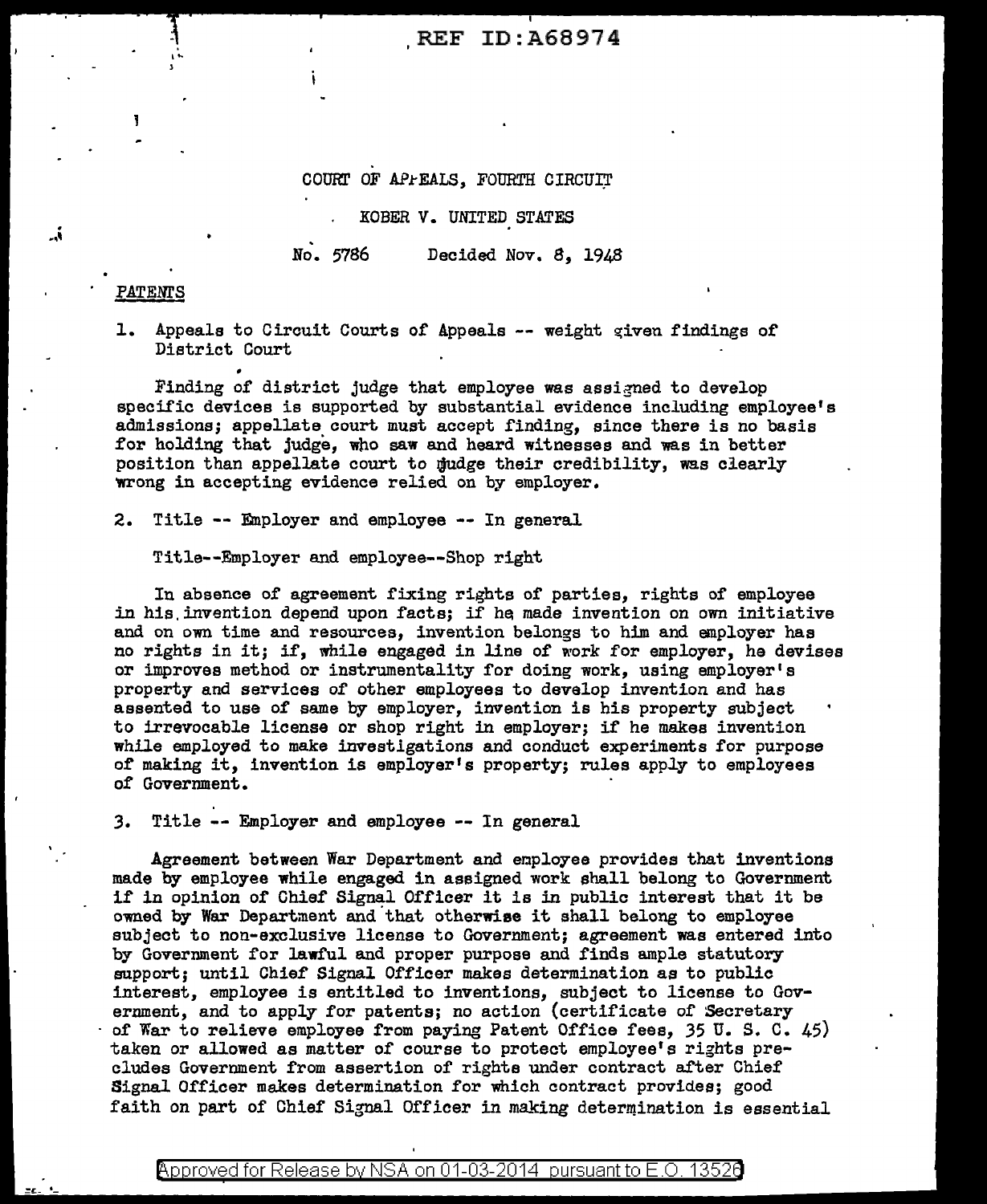REF ID:A68974

COURT OF APPEALS, FOURTH CIRCUIT

KOBER V. UNITED STATES

No. 5786 Decided Nov. 8, 1948

PATENTS

1. Appeals to Circuit Courts of Appeals -- weight given findings of District Court

Finding of district judge that employee was assigned to develop specific devices is supported by substantial evidence including employee's admissions; appellate court must accept finding, since there is no basis for holding that judge, who saw and heard witnesses and was in better position than appellate court to judge their credibility, was clearly wrong in accepting evidence relied on by employer.

2. Title -- Employer and employee -- In general

Title--Employer and employee--Shop right

In absence of agreement fixing rights of parties, rights of employee in his invention depend upon facts; if he made invention on own initiative and on own time and resources, invention belongs to him and employer has no rights in it; if, while engaged in line of work for employer, he devises or improves method or instrumentality for doing work, using employer's property and services of other employees to develop invention and has assented to use of same by employer, invention is his property subject to irrevocable license or shop right in employer; if he makes invention while employed to make investigations and conduct experiments for purpose of making it, invention is employer's property; rules apply to employees of Government.

3. Title -- Employer and employee -- In general

Agreement between War Department and employee provides that inventions made by employee while engaged in assigned work shall belong to Government if in opinion of Chief Signal Officer it is in public interest that it be owned by War Department and that otherwise it shall belong to employee subject to non-exclusive license to Government; agreement was entered into by Government for lawful and proper purpose and finds ample statutory support; until Chief Signal Officer makes determination as to public interest, employee is entitled to inventions, subject to license to Government, and to apply for patents; no action (certificate of Secretary of War to relieve employee from paying Patent Office fees, 35 U. S. C. 45) taken or allowed as matter of course to protect employee's rights precludes Government from assertion of rights under contract after Chief Signal Officer makes determination for which contract provides; good faith on part of Chief Signal Officer in making determination is essential

Approved for Release by NSA on 01-03-2014 pursuant to E.O. 13526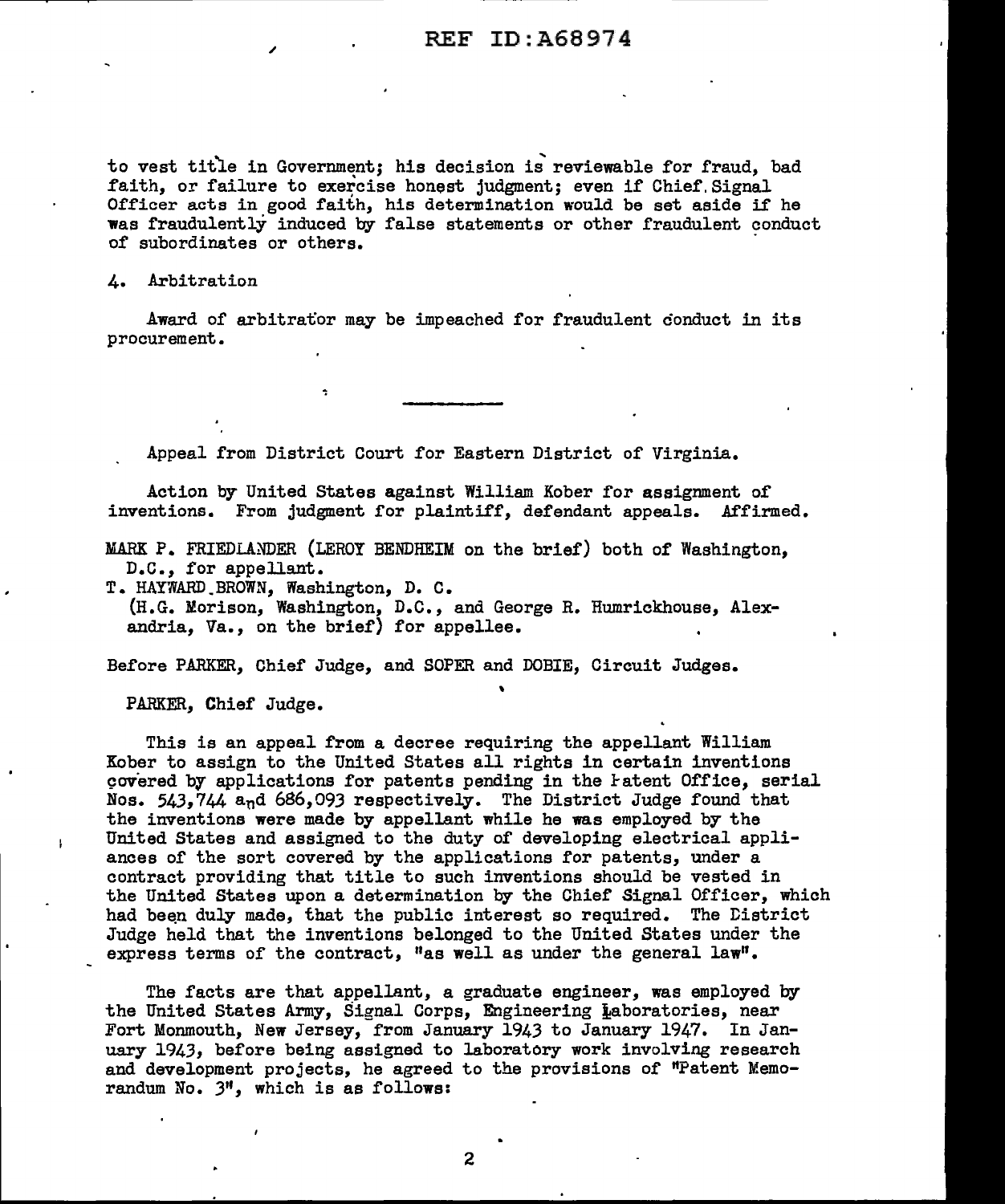to vest title in Government; his decision is reviewable for fraud, bad faith, or failure to exercise honest judgment; even if Chief Signal Officer acts in good faith, his determination would be set aside if he was fraudulently induced by false statements or other fraudulent conduct of subordinates or others.

4. Arbitration

Award of arbitrator may be impeached for fraudulent conduct in its procurement.

---

Appeal from District Court for Eastern District of Virginia.

Action by United States against William Kober for assignment of inventions. From judgment for plaintiff, defendant appeals. Affirmed.

MARK P. FRIEDLANDER (LEROY BENDHEIM on the brief) both of Washington, D.C., for appellant.
T. HAYWARD BROWN, Washington, D. C.
(H.G. Morison, Washington, D.C., and George R. Humrickhouse, Alexandria, Va., on the brief) for appellee.

Before PARKER, Chief Judge, and SOPER and DOBIE, Circuit Judges.

PARKER, Chief Judge.

This is an appeal from a decree requiring the appellant William Kober to assign to the United States all rights in certain inventions covered by applications for patents pending in the Patent Office, serial Nos. 543,744 and 686,093 respectively. The District Judge found that the inventions were made by appellant while he was employed by the United States and assigned to the duty of developing electrical appliances of the sort covered by the applications for patents, under a contract providing that title to such inventions should be vested in the United States upon a determination by the Chief Signal Officer, which had been duly made, that the public interest so required. The District Judge held that the inventions belonged to the United States under the express terms of the contract, "as well as under the general law".

The facts are that appellant, a graduate engineer, was employed by the United States Army, Signal Corps, Engineering Laboratories, near Fort Monmouth, New Jersey, from January 1943 to January 1947. In January 1943, before being assigned to laboratory work involving research and development projects, he agreed to the provisions of "Patent Memorandum No. 3", which is as follows: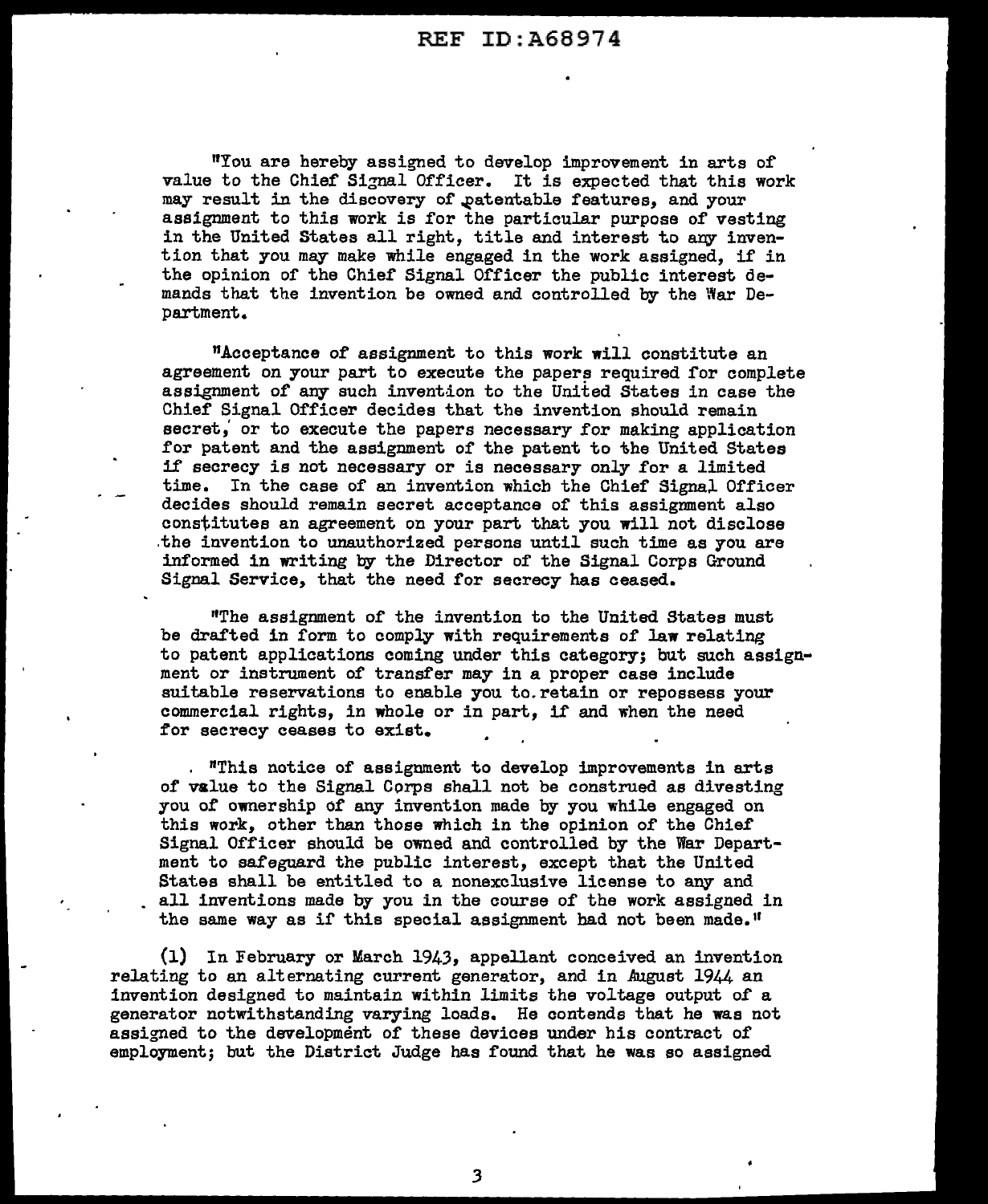"You are hereby assigned to develop improvement in arts of value to the Chief Signal Officer. It is expected that this work may result in the discovery of patentable features, and your assignment to this work is for the particular purpose of vesting in the United States all right, title and interest to any invention that you may make while engaged in the work assigned, if in the opinion of the Chief Signal Officer the public interest demands that the invention be owned and controlled by the War Department.

"Acceptance of assignment to this work will constitute an agreement on your part to execute the papers required for complete assignment of any such invention to the United States in case the Chief Signal Officer decides that the invention should remain secret, or to execute the papers necessary for making application for patent and the assignment of the patent to the United States if secrecy is not necessary or is necessary only for a limited time. In the case of an invention which the Chief Signal Officer decides should remain secret acceptance of this assignment also constitutes an agreement on your part that you will not disclose the invention to unauthorized persons until such time as you are informed in writing by the Director of the Signal Corps Ground Signal Service, that the need for secrecy has ceased.

"The assignment of the invention to the United States must be drafted in form to comply with requirements of law relating to patent applications coming under this category; but such assignment or instrument of transfer may in a proper case include suitable reservations to enable you to retain or repossess your commercial rights, in whole or in part, if and when the need for secrecy ceases to exist.

"This notice of assignment to develop improvements in arts of value to the Signal Corps shall not be construed as divesting you of ownership of any invention made by you while engaged on this work, other than those which in the opinion of the Chief Signal Officer should be owned and controlled by the War Department to safeguard the public interest, except that the United States shall be entitled to a nonexclusive license to any and all inventions made by you in the course of the work assigned in the same way as if this special assignment had not been made."

(1) In February or March 1943, appellant conceived an invention relating to an alternating current generator, and in August 1944 an invention designed to maintain within limits the voltage output of a generator notwithstanding varying loads. He contends that he was not assigned to the development of these devices under his contract of employment; but the District Judge has found that he was so assigned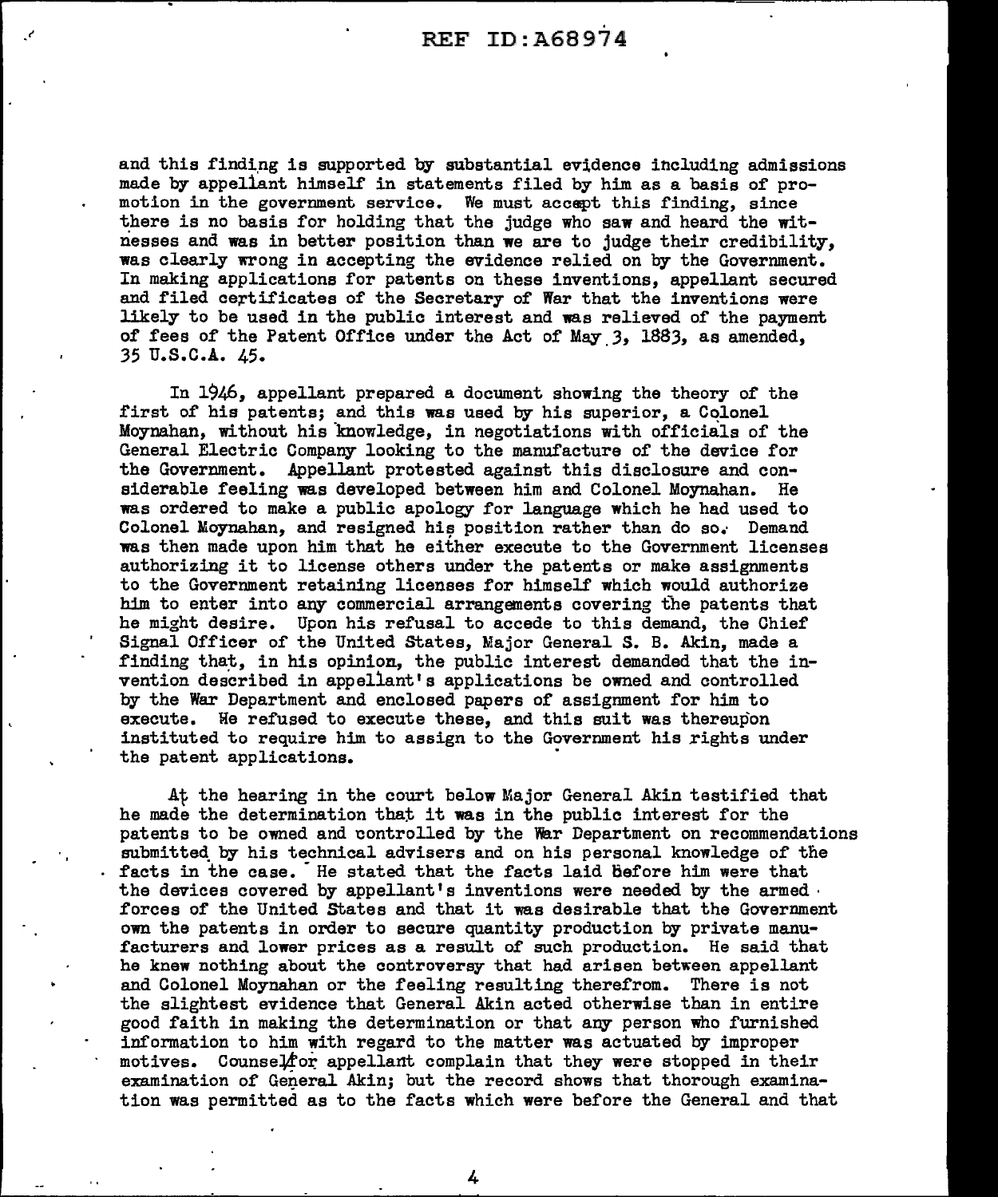and this finding is supported by substantial evidence including admissions made by appellant himself in statements filed by him as a basis of promotion in the government service. We must accept this finding, since there is no basis for holding that the judge who saw and heard the witnesses and was in better position than we are to judge their credibility, was clearly wrong in accepting the evidence relied on by the Government. In making applications for patents on these inventions, appellant secured and filed certificates of the Secretary of War that the inventions were likely to be used in the public interest and was relieved of the payment of fees of the Patent Office under the Act of May 3, 1883, as amended, 35 U.S.C.A. 45.

In 1946, appellant prepared a document showing the theory of the first of his patents; and this was used by his superior, a Colonel Moynahan, without his knowledge, in negotiations with officials of the General Electric Company looking to the manufacture of the device for the Government. Appellant protested against this disclosure and considerable feeling was developed between him and Colonel Moynahan. He was ordered to make a public apology for language which he had used to Colonel Moynahan, and resigned his position rather than do so. Demand was then made upon him that he either execute to the Government licenses authorizing it to license others under the patents or make assignments to the Government retaining licenses for himself which would authorize him to enter into any commercial arrangements covering the patents that he might desire. Upon his refusal to accede to this demand, the Chief Signal Officer of the United States, Major General S. B. Akin, made a finding that, in his opinion, the public interest demanded that the invention described in appellant's applications be owned and controlled by the War Department and enclosed papers of assignment for him to execute. He refused to execute these, and this suit was thereupon instituted to require him to assign to the Government his rights under the patent applications.

At the hearing in the court below Major General Akin testified that he made the determination that it was in the public interest for the patents to be owned and controlled by the War Department on recommendations submitted by his technical advisers and on his personal knowledge of the facts in the case. He stated that the facts laid before him were that the devices covered by appellant's inventions were needed by the armed forces of the United States and that it was desirable that the Government own the patents in order to secure quantity production by private manufacturers and lower prices as a result of such production. He said that he knew nothing about the controversy that had arisen between appellant and Colonel Moynahan or the feeling resulting therefrom. There is not the slightest evidence that General Akin acted otherwise than in entire good faith in making the determination or that any person who furnished information to him with regard to the matter was actuated by improper motives. Counsel for appellant complain that they were stopped in their examination of General Akin; but the record shows that thorough examination was permitted as to the facts which were before the General and that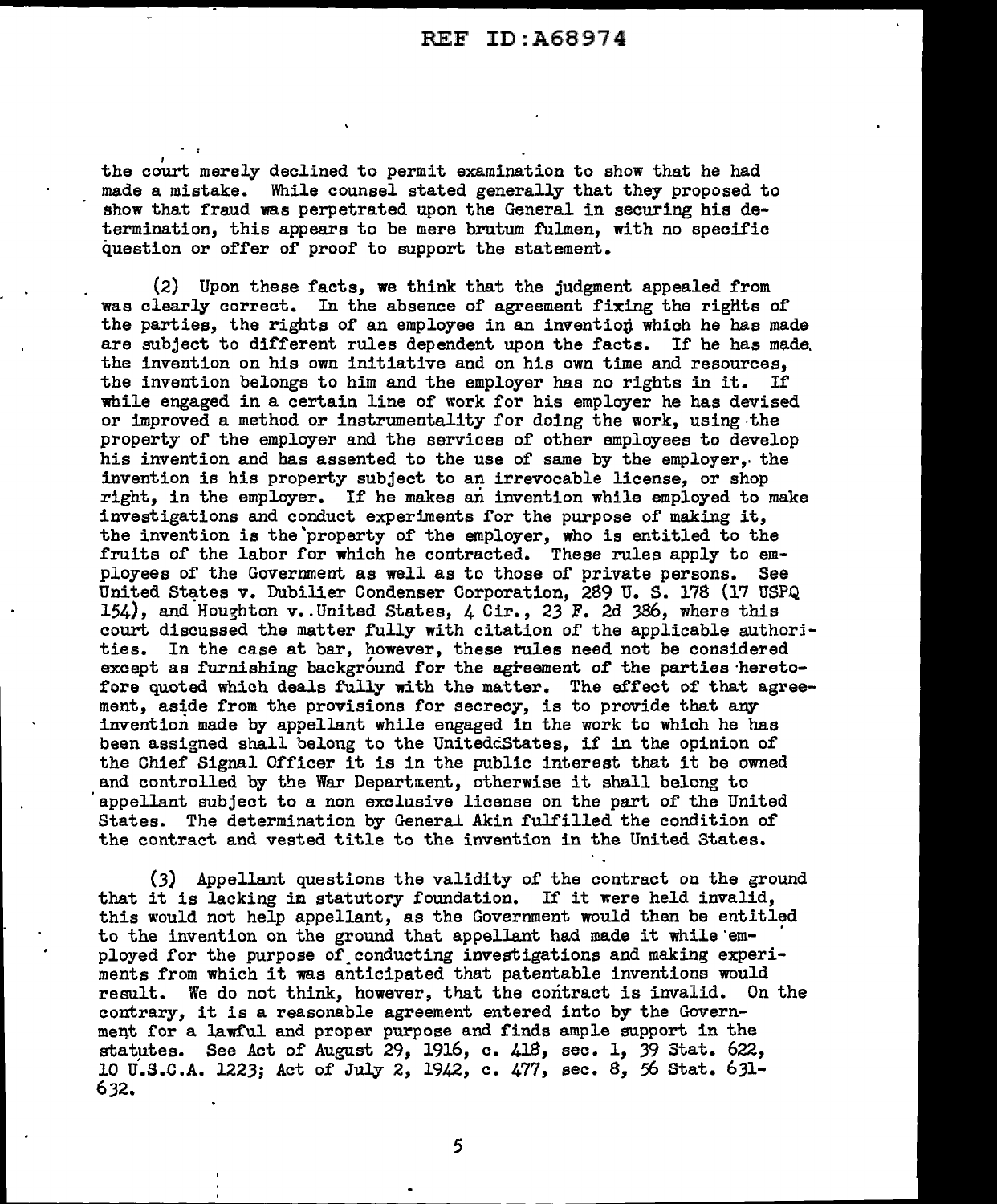the court merely declined to permit examination to show that he had made a mistake. While counsel stated generally that they proposed to show that fraud was perpetrated upon the General in securing his determination, this appears to be mere brutum fulmen, with no specific question or offer of proof to support the statement.

(2) Upon these facts, we think that the judgment appealed from was clearly correct. In the absence of agreement fixing the rights of the parties, the rights of an employee in an invention which he has made are subject to different rules dependent upon the facts. If he has made the invention on his own initiative and on his own time and resources, the invention belongs to him and the employer has no rights in it. If while engaged in a certain line of work for his employer he has devised or improved a method or instrumentality for doing the work, using the property of the employer and the services of other employees to develop his invention and has assented to the use of same by the employer, the invention is his property subject to an irrevocable license, or shop right, in the employer. If he makes an invention while employed to make investigations and conduct experiments for the purpose of making it, the invention is the property of the employer, who is entitled to the fruits of the labor for which he contracted. These rules apply to employees of the Government as well as to those of private persons. See United States v. Dubilier Condenser Corporation, 289 U. S. 178 (17 USPQ 154), and Houghton v. United States, 4 Cir., 23 F. 2d 386, where this court discussed the matter fully with citation of the applicable authorities. In the case at bar, however, these rules need not be considered except as furnishing background for the agreement of the parties heretofore quoted which deals fully with the matter. The effect of that agreement, aside from the provisions for secrecy, is to provide that any invention made by appellant while engaged in the work to which he has been assigned shall belong to the United States, if in the opinion of the Chief Signal Officer it is in the public interest that it be owned and controlled by the War Department, otherwise it shall belong to appellant subject to a non exclusive license on the part of the United States. The determination by General Akin fulfilled the condition of the contract and vested title to the invention in the United States.

(3) Appellant questions the validity of the contract on the ground that it is lacking in statutory foundation. If it were held invalid, this would not help appellant, as the Government would then be entitled to the invention on the ground that appellant had made it while employed for the purpose of conducting investigations and making experiments from which it was anticipated that patentable inventions would result. We do not think, however, that the contract is invalid. On the contrary, it is a reasonable agreement entered into by the Government for a lawful and proper purpose and finds ample support in the statutes. See Act of August 29, 1916, c. 418, sec. 1, 39 Stat. 622, 10 U.S.C.A. 1223; Act of July 2, 1942, c. 477, sec. 8, 56 Stat. 631-632.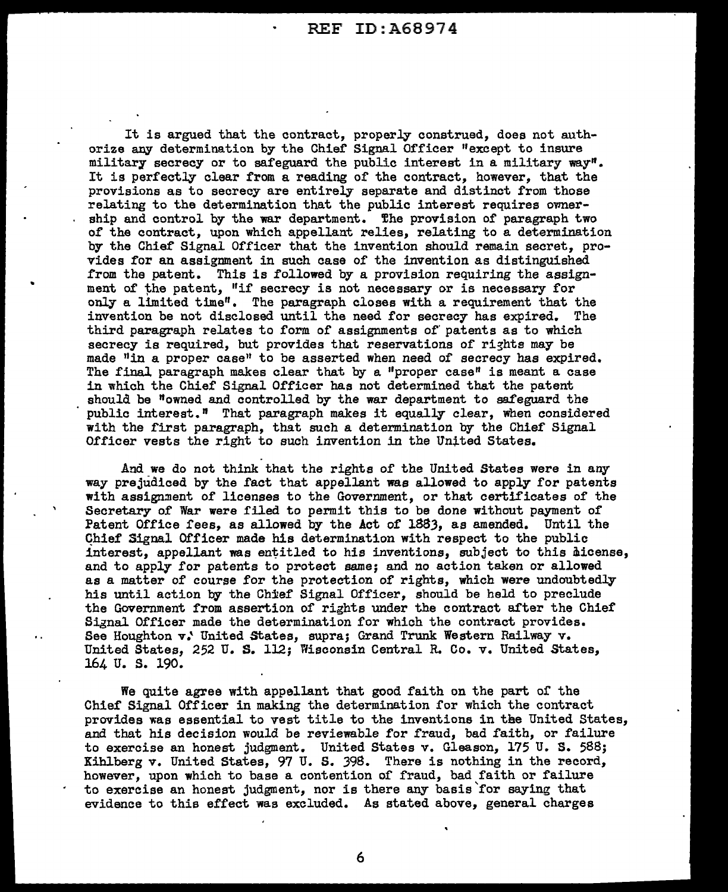It is argued that the contract, properly construed, does not authorize any determination by the Chief Signal Officer "except to insure military secrecy or to safeguard the public interest in a military way". It is perfectly clear from a reading of the contract, however, that the provisions as to secrecy are entirely separate and distinct from those relating to the determination that the public interest requires ownership and control by the war department. The provision of paragraph two of the contract, upon which appellant relies, relating to a determination by the Chief Signal Officer that the invention should remain secret, provides for an assignment in such case of the invention as distinguished from the patent. This is followed by a provision requiring the assignment of the patent, "if secrecy is not necessary or is necessary for only a limited time". The paragraph closes with a requirement that the invention be not disclosed until the need for secrecy has expired. The third paragraph relates to form of assignments of patents as to which secrecy is required, but provides that reservations of rights may be made "in a proper case" to be asserted when need of secrecy has expired. The final paragraph makes clear that by a "proper case" is meant a case in which the Chief Signal Officer has not determined that the patent should be "owned and controlled by the war department to safeguard the public interest." That paragraph makes it equally clear, when considered with the first paragraph, that such a determination by the Chief Signal Officer vests the right to such invention in the United States.

And we do not think that the rights of the United States were in any way prejudiced by the fact that appellant was allowed to apply for patents with assignment of licenses to the Government, or that certificates of the Secretary of War were filed to permit this to be done without payment of Patent Office fees, as allowed by the Act of 1883, as amended. Until the Chief Signal Officer made his determination with respect to the public interest, appellant was entitled to his inventions, subject to this license, and to apply for patents to protect same; and no action taken or allowed as a matter of course for the protection of rights, which were undoubtedly his until action by the Chief Signal Officer, should be held to preclude the Government from assertion of rights under the contract after the Chief Signal Officer made the determination for which the contract provides. See Houghton v. United States, supra; Grand Trunk Western Railway v. United States, 252 U. S. 112; Wisconsin Central R. Co. v. United States, 164 U. S. 190.

We quite agree with appellant that good faith on the part of the Chief Signal Officer in making the determination for which the contract provides was essential to vest title to the inventions in the United States, and that his decision would be reviewable for fraud, bad faith, or failure to exercise an honest judgment. United States v. Gleason, 175 U. S. 588; Kihlberg v. United States, 97 U. S. 398. There is nothing in the record, however, upon which to base a contention of fraud, bad faith or failure to exercise an honest judgment, nor is there any basis for saying that evidence to this effect was excluded. As stated above, general charges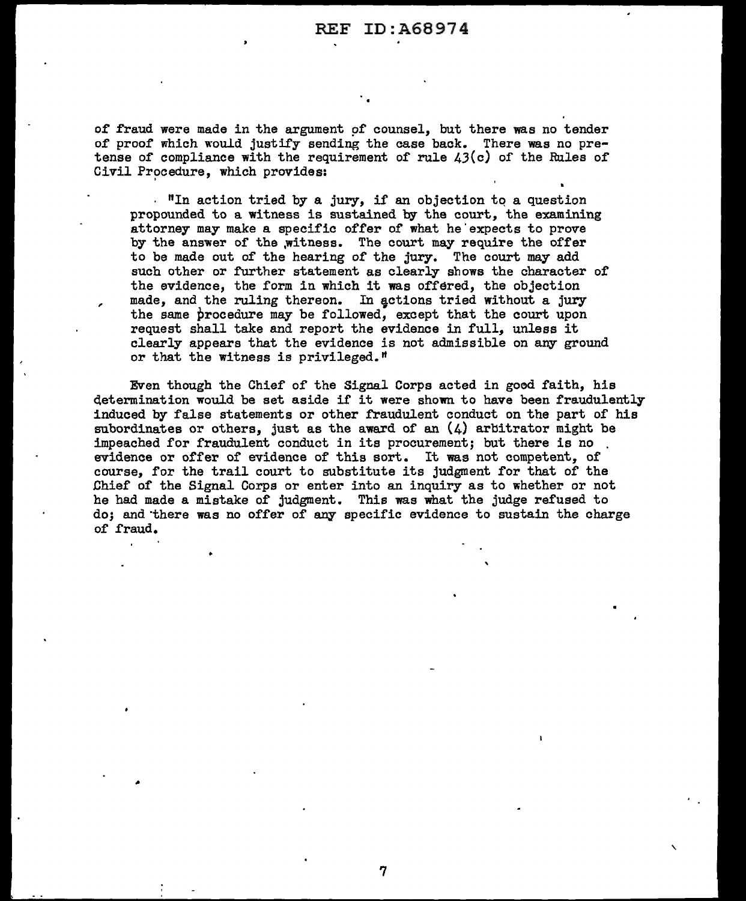of fraud were made in the argument of counsel, but there was no tender of proof which would justify sending the case back. There was no pretense of compliance with the requirement of rule 43(c) of the Rules of Civil Procedure, which provides:

> "In action tried by a jury, if an objection to a question propounded to a witness is sustained by the court, the examining attorney may make a specific offer of what he expects to prove by the answer of the witness. The court may require the offer to be made out of the hearing of the jury. The court may add such other or further statement as clearly shows the character of the evidence, the form in which it was offered, the objection made, and the ruling thereon. In actions tried without a jury the same procedure may be followed, except that the court upon request shall take and report the evidence in full, unless it clearly appears that the evidence is not admissible on any ground or that the witness is privileged."

Even though the Chief of the Signal Corps acted in good faith, his determination would be set aside if it were shown to have been fraudulently induced by false statements or other fraudulent conduct on the part of his subordinates or others, just as the award of an (4) arbitrator might be impeached for fraudulent conduct in its procurement; but there is no evidence or offer of evidence of this sort. It was not competent, of course, for the trail court to substitute its judgment for that of the Chief of the Signal Corps or enter into an inquiry as to whether or not he had made a mistake of judgment. This was what the judge refused to do; and there was no offer of any specific evidence to sustain the charge of fraud.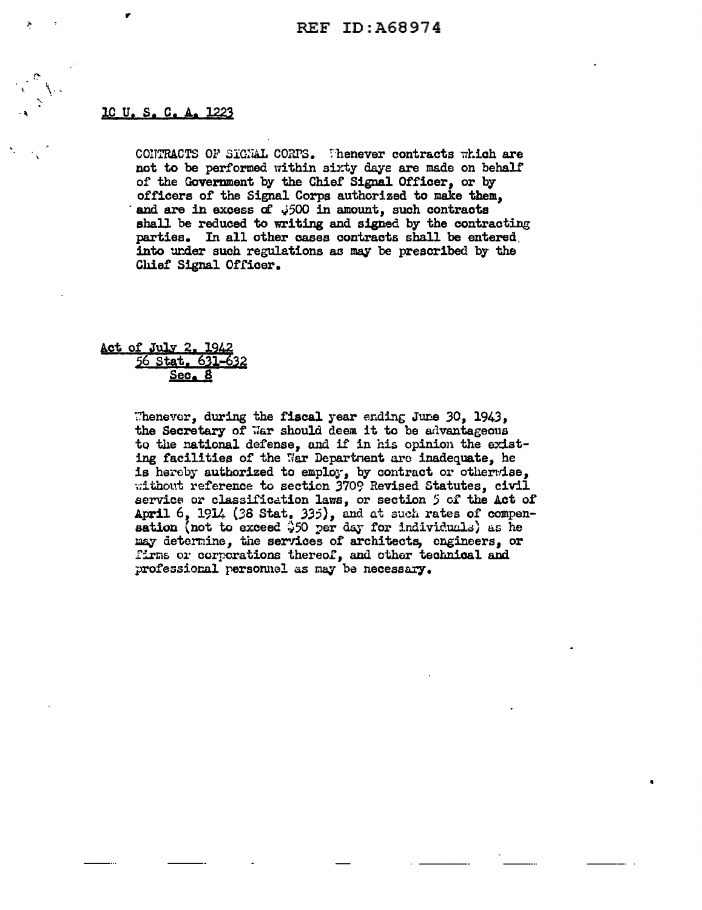10 U. S. C. A. 1223

CONTRACTS OF SIGNAL CORPS. Whenever contracts which are not to be performed within sixty days are made on behalf of the Government by the Chief Signal Officer, or by officers of the Signal Corps authorized to make them, and are in excess of $500 in amount, such contracts shall be reduced to writing and signed by the contracting parties. In all other cases contracts shall be entered into under such regulations as may be prescribed by the Chief Signal Officer.

Act of July 2, 1942
56 Stat. 631-632
Sec. 8

Whenever, during the fiscal year ending June 30, 1943, the Secretary of War should deem it to be advantageous to the national defense, and if in his opinion the existing facilities of the War Department are inadequate, he is hereby authorized to employ, by contract or otherwise, without reference to section 3709 Revised Statutes, civil service or classification laws, or section 5 of the Act of April 6, 1914 (38 Stat. 335), and at such rates of compensation (not to exceed $50 per day for individuals) as he may determine, the services of architects, engineers, or firms or corporations thereof, and other technical and professional personnel as may be necessary.